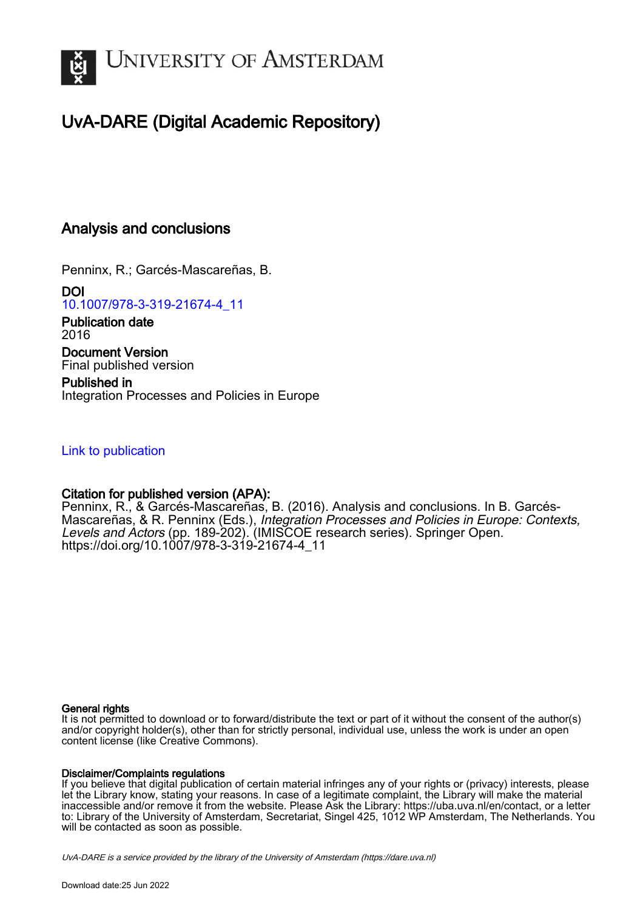University of Amsterdam

# UvA-DARE (Digital Academic Repository)

## Analysis and conclusions

Penninx, R.; Garcés-Mascareñas, B.

**DOI**
10.1007/978-3-319-21674-4_11

**Publication date**
2016

**Document Version**
Final published version

**Published in**
Integration Processes and Policies in Europe

Link to publication

**Citation for published version (APA):**
Penninx, R., & Garcés-Mascareñas, B. (2016). Analysis and conclusions. In B. Garcés-Mascareñas, & R. Penninx (Eds.), *Integration Processes and Policies in Europe: Contexts, Levels and Actors* (pp. 189-202). (IMISCOE research series). Springer Open. https://doi.org/10.1007/978-3-319-21674-4_11

**General rights**
It is not permitted to download or to forward/distribute the text or part of it without the consent of the author(s) and/or copyright holder(s), other than for strictly personal, individual use, unless the work is under an open content license (like Creative Commons).

**Disclaimer/Complaints regulations**
If you believe that digital publication of certain material infringes any of your rights or (privacy) interests, please let the Library know, stating your reasons. In case of a legitimate complaint, the Library will make the material inaccessible and/or remove it from the website. Please Ask the Library: https://uba.uva.nl/en/contact, or a letter to: Library of the University of Amsterdam, Secretariat, Singel 425, 1012 WP Amsterdam, The Netherlands. You will be contacted as soon as possible.

*UvA-DARE is a service provided by the library of the University of Amsterdam (https://dare.uva.nl)*

Download date:25 Jun 2022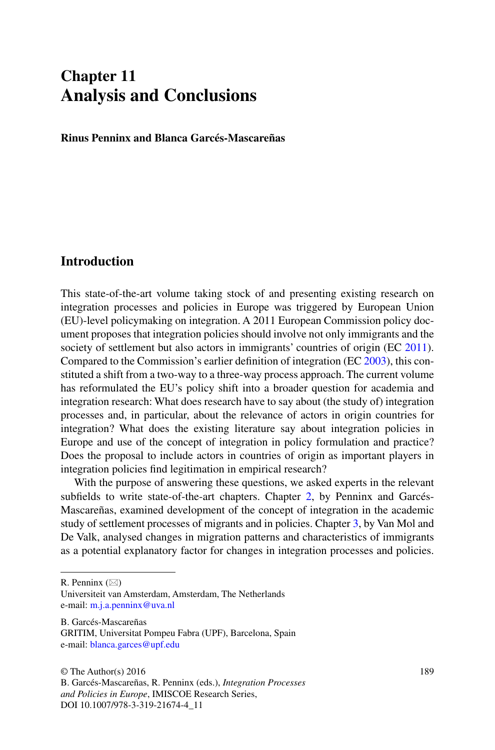# Chapter 11
# Analysis and Conclusions

**Rinus Penninx and Blanca Garcés-Mascareñas**

## Introduction

This state-of-the-art volume taking stock of and presenting existing research on integration processes and policies in Europe was triggered by European Union (EU)-level policymaking on integration. A 2011 European Commission policy document proposes that integration policies should involve not only immigrants and the society of settlement but also actors in immigrants' countries of origin (EC 2011). Compared to the Commission's earlier definition of integration (EC 2003), this constituted a shift from a two-way to a three-way process approach. The current volume has reformulated the EU's policy shift into a broader question for academia and integration research: What does research have to say about (the study of) integration processes and, in particular, about the relevance of actors in origin countries for integration? What does the existing literature say about integration policies in Europe and use of the concept of integration in policy formulation and practice? Does the proposal to include actors in countries of origin as important players in integration policies find legitimation in empirical research?

With the purpose of answering these questions, we asked experts in the relevant subfields to write state-of-the-art chapters. Chapter 2, by Penninx and Garcés-Mascareñas, examined development of the concept of integration in the academic study of settlement processes of migrants and in policies. Chapter 3, by Van Mol and De Valk, analysed changes in migration patterns and characteristics of immigrants as a potential explanatory factor for changes in integration processes and policies.

---

R. Penninx (✉)
Universiteit van Amsterdam, Amsterdam, The Netherlands
e-mail: m.j.a.penninx@uva.nl

B. Garcés-Mascareñas
GRITIM, Universitat Pompeu Fabra (UPF), Barcelona, Spain
e-mail: blanca.garces@upf.edu

© The Author(s) 2016
B. Garcés-Mascareñas, R. Penninx (eds.), *Integration Processes and Policies in Europe*, IMISCOE Research Series,
DOI 10.1007/978-3-319-21674-4_11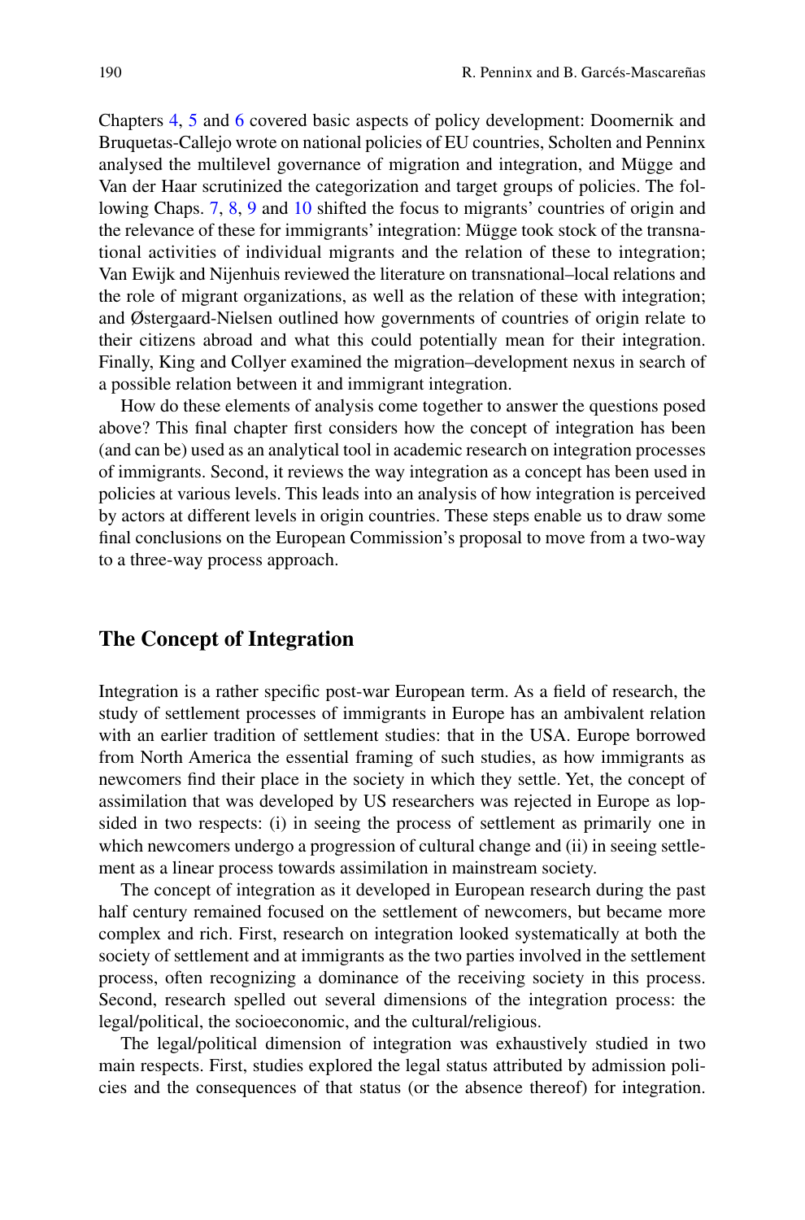Chapters 4, 5 and 6 covered basic aspects of policy development: Doomernik and Bruquetas-Callejo wrote on national policies of EU countries, Scholten and Penninx analysed the multilevel governance of migration and integration, and Mügge and Van der Haar scrutinized the categorization and target groups of policies. The following Chaps. 7, 8, 9 and 10 shifted the focus to migrants' countries of origin and the relevance of these for immigrants' integration: Mügge took stock of the transnational activities of individual migrants and the relation of these to integration; Van Ewijk and Nijenhuis reviewed the literature on transnational–local relations and the role of migrant organizations, as well as the relation of these with integration; and Østergaard-Nielsen outlined how governments of countries of origin relate to their citizens abroad and what this could potentially mean for their integration. Finally, King and Collyer examined the migration–development nexus in search of a possible relation between it and immigrant integration.

How do these elements of analysis come together to answer the questions posed above? This final chapter first considers how the concept of integration has been (and can be) used as an analytical tool in academic research on integration processes of immigrants. Second, it reviews the way integration as a concept has been used in policies at various levels. This leads into an analysis of how integration is perceived by actors at different levels in origin countries. These steps enable us to draw some final conclusions on the European Commission's proposal to move from a two-way to a three-way process approach.

## The Concept of Integration

Integration is a rather specific post-war European term. As a field of research, the study of settlement processes of immigrants in Europe has an ambivalent relation with an earlier tradition of settlement studies: that in the USA. Europe borrowed from North America the essential framing of such studies, as how immigrants as newcomers find their place in the society in which they settle. Yet, the concept of assimilation that was developed by US researchers was rejected in Europe as lopsided in two respects: (i) in seeing the process of settlement as primarily one in which newcomers undergo a progression of cultural change and (ii) in seeing settlement as a linear process towards assimilation in mainstream society.

The concept of integration as it developed in European research during the past half century remained focused on the settlement of newcomers, but became more complex and rich. First, research on integration looked systematically at both the society of settlement and at immigrants as the two parties involved in the settlement process, often recognizing a dominance of the receiving society in this process. Second, research spelled out several dimensions of the integration process: the legal/political, the socioeconomic, and the cultural/religious.

The legal/political dimension of integration was exhaustively studied in two main respects. First, studies explored the legal status attributed by admission policies and the consequences of that status (or the absence thereof) for integration.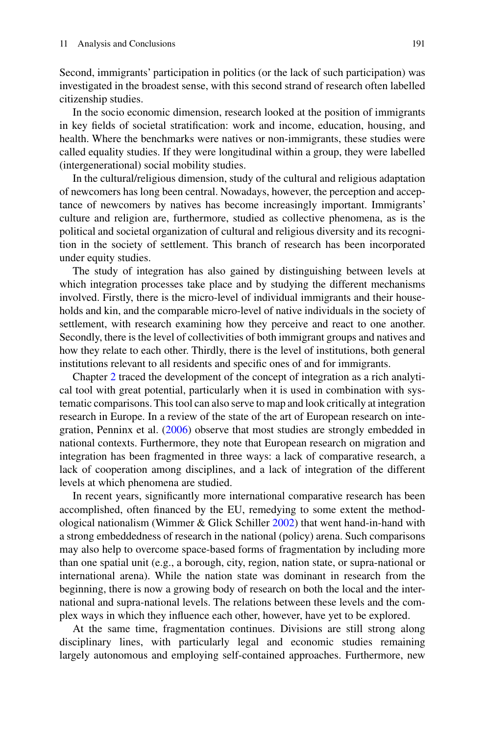Second, immigrants' participation in politics (or the lack of such participation) was investigated in the broadest sense, with this second strand of research often labelled citizenship studies.

In the socio economic dimension, research looked at the position of immigrants in key fields of societal stratification: work and income, education, housing, and health. Where the benchmarks were natives or non-immigrants, these studies were called equality studies. If they were longitudinal within a group, they were labelled (intergenerational) social mobility studies.

In the cultural/religious dimension, study of the cultural and religious adaptation of newcomers has long been central. Nowadays, however, the perception and acceptance of newcomers by natives has become increasingly important. Immigrants' culture and religion are, furthermore, studied as collective phenomena, as is the political and societal organization of cultural and religious diversity and its recognition in the society of settlement. This branch of research has been incorporated under equity studies.

The study of integration has also gained by distinguishing between levels at which integration processes take place and by studying the different mechanisms involved. Firstly, there is the micro-level of individual immigrants and their households and kin, and the comparable micro-level of native individuals in the society of settlement, with research examining how they perceive and react to one another. Secondly, there is the level of collectivities of both immigrant groups and natives and how they relate to each other. Thirdly, there is the level of institutions, both general institutions relevant to all residents and specific ones of and for immigrants.

Chapter 2 traced the development of the concept of integration as a rich analytical tool with great potential, particularly when it is used in combination with systematic comparisons. This tool can also serve to map and look critically at integration research in Europe. In a review of the state of the art of European research on integration, Penninx et al. (2006) observe that most studies are strongly embedded in national contexts. Furthermore, they note that European research on migration and integration has been fragmented in three ways: a lack of comparative research, a lack of cooperation among disciplines, and a lack of integration of the different levels at which phenomena are studied.

In recent years, significantly more international comparative research has been accomplished, often financed by the EU, remedying to some extent the methodological nationalism (Wimmer & Glick Schiller 2002) that went hand-in-hand with a strong embeddedness of research in the national (policy) arena. Such comparisons may also help to overcome space-based forms of fragmentation by including more than one spatial unit (e.g., a borough, city, region, nation state, or supra-national or international arena). While the nation state was dominant in research from the beginning, there is now a growing body of research on both the local and the international and supra-national levels. The relations between these levels and the complex ways in which they influence each other, however, have yet to be explored.

At the same time, fragmentation continues. Divisions are still strong along disciplinary lines, with particularly legal and economic studies remaining largely autonomous and employing self-contained approaches. Furthermore, new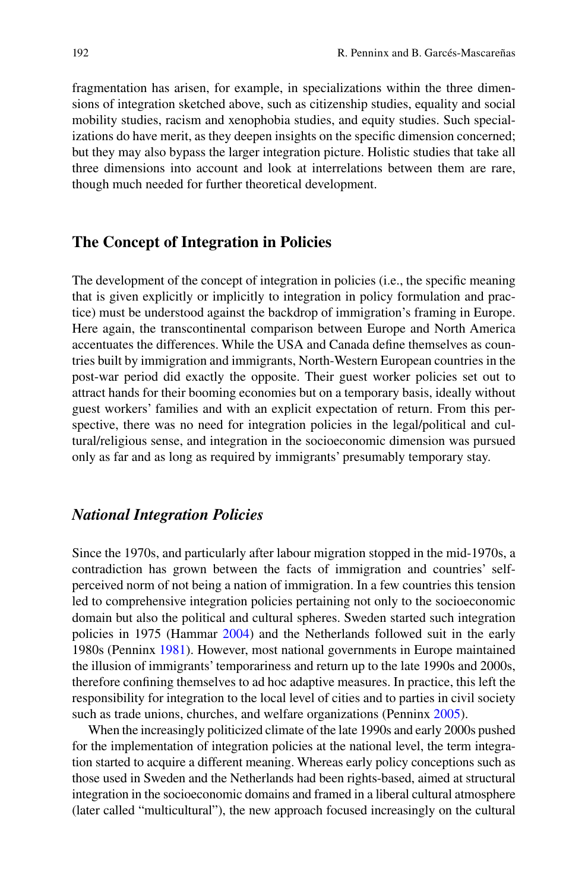fragmentation has arisen, for example, in specializations within the three dimensions of integration sketched above, such as citizenship studies, equality and social mobility studies, racism and xenophobia studies, and equity studies. Such specializations do have merit, as they deepen insights on the specific dimension concerned; but they may also bypass the larger integration picture. Holistic studies that take all three dimensions into account and look at interrelations between them are rare, though much needed for further theoretical development.

## The Concept of Integration in Policies

The development of the concept of integration in policies (i.e., the specific meaning that is given explicitly or implicitly to integration in policy formulation and practice) must be understood against the backdrop of immigration's framing in Europe. Here again, the transcontinental comparison between Europe and North America accentuates the differences. While the USA and Canada define themselves as countries built by immigration and immigrants, North-Western European countries in the post-war period did exactly the opposite. Their guest worker policies set out to attract hands for their booming economies but on a temporary basis, ideally without guest workers' families and with an explicit expectation of return. From this perspective, there was no need for integration policies in the legal/political and cultural/religious sense, and integration in the socioeconomic dimension was pursued only as far and as long as required by immigrants' presumably temporary stay.

### *National Integration Policies*

Since the 1970s, and particularly after labour migration stopped in the mid-1970s, a contradiction has grown between the facts of immigration and countries' self-perceived norm of not being a nation of immigration. In a few countries this tension led to comprehensive integration policies pertaining not only to the socioeconomic domain but also the political and cultural spheres. Sweden started such integration policies in 1975 (Hammar 2004) and the Netherlands followed suit in the early 1980s (Penninx 1981). However, most national governments in Europe maintained the illusion of immigrants' temporariness and return up to the late 1990s and 2000s, therefore confining themselves to ad hoc adaptive measures. In practice, this left the responsibility for integration to the local level of cities and to parties in civil society such as trade unions, churches, and welfare organizations (Penninx 2005).

When the increasingly politicized climate of the late 1990s and early 2000s pushed for the implementation of integration policies at the national level, the term integration started to acquire a different meaning. Whereas early policy conceptions such as those used in Sweden and the Netherlands had been rights-based, aimed at structural integration in the socioeconomic domains and framed in a liberal cultural atmosphere (later called "multicultural"), the new approach focused increasingly on the cultural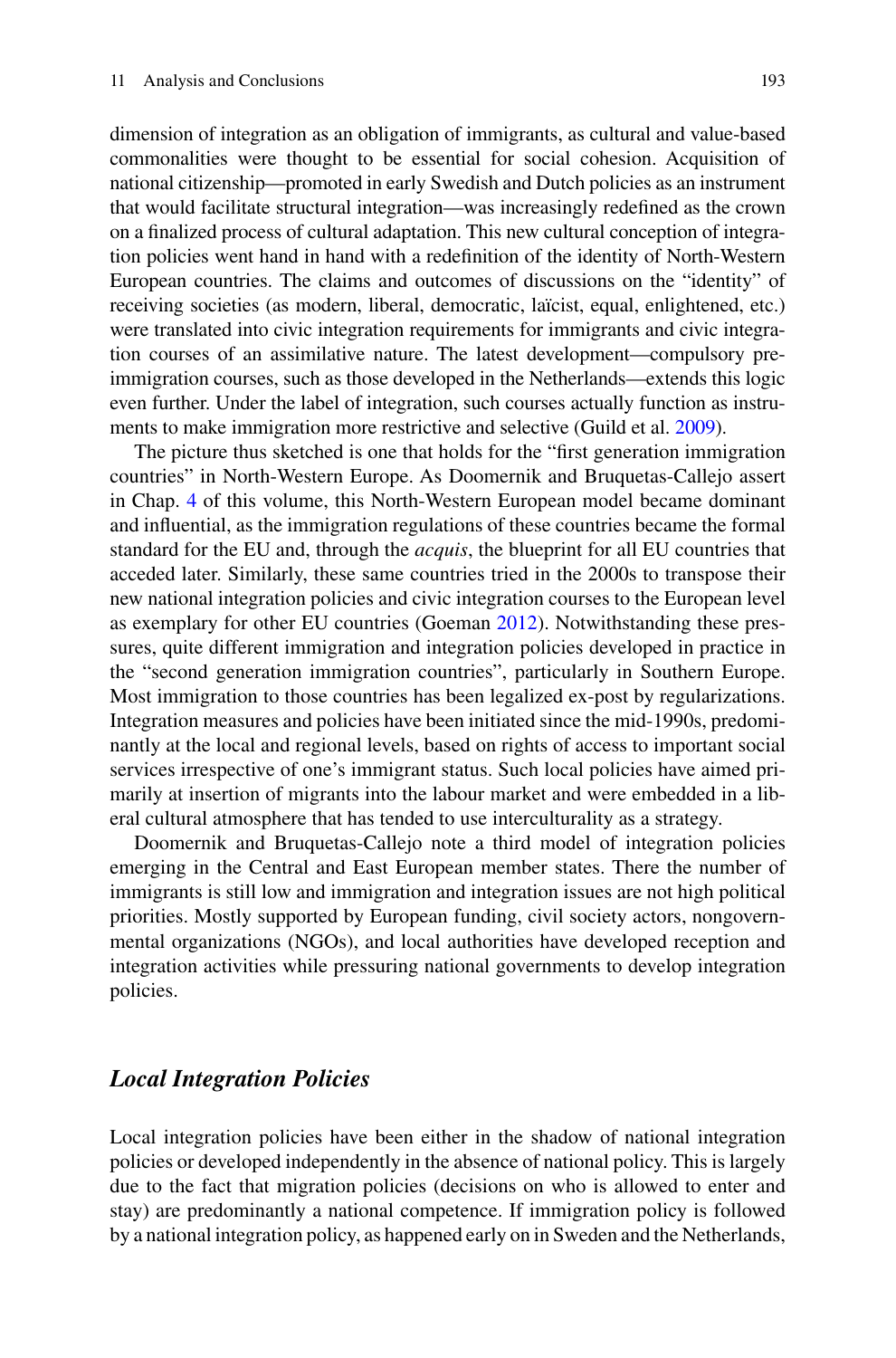dimension of integration as an obligation of immigrants, as cultural and value-based commonalities were thought to be essential for social cohesion. Acquisition of national citizenship—promoted in early Swedish and Dutch policies as an instrument that would facilitate structural integration—was increasingly redefined as the crown on a finalized process of cultural adaptation. This new cultural conception of integration policies went hand in hand with a redefinition of the identity of North-Western European countries. The claims and outcomes of discussions on the "identity" of receiving societies (as modern, liberal, democratic, laïcist, equal, enlightened, etc.) were translated into civic integration requirements for immigrants and civic integration courses of an assimilative nature. The latest development—compulsory pre-immigration courses, such as those developed in the Netherlands—extends this logic even further. Under the label of integration, such courses actually function as instruments to make immigration more restrictive and selective (Guild et al. 2009).

The picture thus sketched is one that holds for the "first generation immigration countries" in North-Western Europe. As Doomernik and Bruquetas-Callejo assert in Chap. 4 of this volume, this North-Western European model became dominant and influential, as the immigration regulations of these countries became the formal standard for the EU and, through the *acquis*, the blueprint for all EU countries that acceded later. Similarly, these same countries tried in the 2000s to transpose their new national integration policies and civic integration courses to the European level as exemplary for other EU countries (Goeman 2012). Notwithstanding these pressures, quite different immigration and integration policies developed in practice in the "second generation immigration countries", particularly in Southern Europe. Most immigration to those countries has been legalized ex-post by regularizations. Integration measures and policies have been initiated since the mid-1990s, predominantly at the local and regional levels, based on rights of access to important social services irrespective of one's immigrant status. Such local policies have aimed primarily at insertion of migrants into the labour market and were embedded in a liberal cultural atmosphere that has tended to use interculturality as a strategy.

Doomernik and Bruquetas-Callejo note a third model of integration policies emerging in the Central and East European member states. There the number of immigrants is still low and immigration and integration issues are not high political priorities. Mostly supported by European funding, civil society actors, nongovernmental organizations (NGOs), and local authorities have developed reception and integration activities while pressuring national governments to develop integration policies.

## *Local Integration Policies*

Local integration policies have been either in the shadow of national integration policies or developed independently in the absence of national policy. This is largely due to the fact that migration policies (decisions on who is allowed to enter and stay) are predominantly a national competence. If immigration policy is followed by a national integration policy, as happened early on in Sweden and the Netherlands,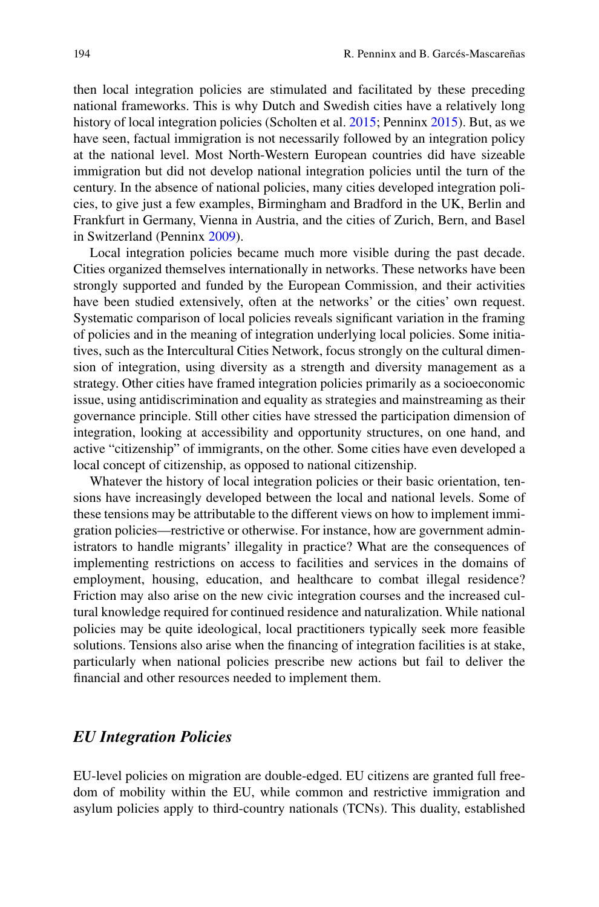then local integration policies are stimulated and facilitated by these preceding national frameworks. This is why Dutch and Swedish cities have a relatively long history of local integration policies (Scholten et al. 2015; Penninx 2015). But, as we have seen, factual immigration is not necessarily followed by an integration policy at the national level. Most North-Western European countries did have sizeable immigration but did not develop national integration policies until the turn of the century. In the absence of national policies, many cities developed integration policies, to give just a few examples, Birmingham and Bradford in the UK, Berlin and Frankfurt in Germany, Vienna in Austria, and the cities of Zurich, Bern, and Basel in Switzerland (Penninx 2009).

Local integration policies became much more visible during the past decade. Cities organized themselves internationally in networks. These networks have been strongly supported and funded by the European Commission, and their activities have been studied extensively, often at the networks' or the cities' own request. Systematic comparison of local policies reveals significant variation in the framing of policies and in the meaning of integration underlying local policies. Some initiatives, such as the Intercultural Cities Network, focus strongly on the cultural dimension of integration, using diversity as a strength and diversity management as a strategy. Other cities have framed integration policies primarily as a socioeconomic issue, using antidiscrimination and equality as strategies and mainstreaming as their governance principle. Still other cities have stressed the participation dimension of integration, looking at accessibility and opportunity structures, on one hand, and active "citizenship" of immigrants, on the other. Some cities have even developed a local concept of citizenship, as opposed to national citizenship.

Whatever the history of local integration policies or their basic orientation, tensions have increasingly developed between the local and national levels. Some of these tensions may be attributable to the different views on how to implement immigration policies—restrictive or otherwise. For instance, how are government administrators to handle migrants' illegality in practice? What are the consequences of implementing restrictions on access to facilities and services in the domains of employment, housing, education, and healthcare to combat illegal residence? Friction may also arise on the new civic integration courses and the increased cultural knowledge required for continued residence and naturalization. While national policies may be quite ideological, local practitioners typically seek more feasible solutions. Tensions also arise when the financing of integration facilities is at stake, particularly when national policies prescribe new actions but fail to deliver the financial and other resources needed to implement them.

## *EU Integration Policies*

EU-level policies on migration are double-edged. EU citizens are granted full freedom of mobility within the EU, while common and restrictive immigration and asylum policies apply to third-country nationals (TCNs). This duality, established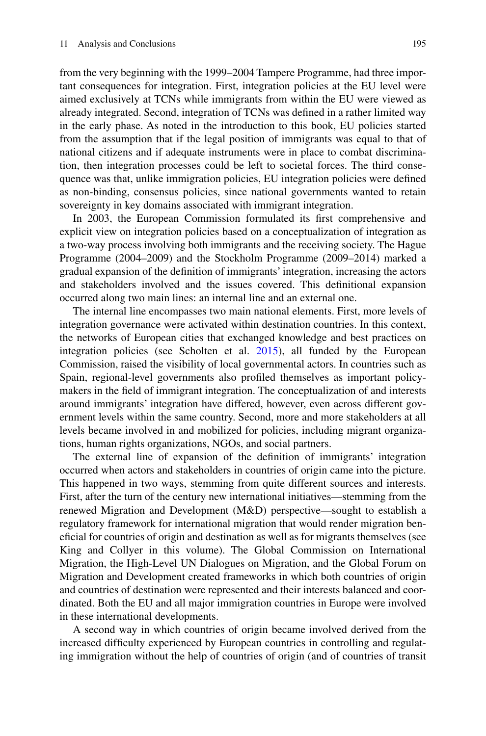from the very beginning with the 1999–2004 Tampere Programme, had three important consequences for integration. First, integration policies at the EU level were aimed exclusively at TCNs while immigrants from within the EU were viewed as already integrated. Second, integration of TCNs was defined in a rather limited way in the early phase. As noted in the introduction to this book, EU policies started from the assumption that if the legal position of immigrants was equal to that of national citizens and if adequate instruments were in place to combat discrimination, then integration processes could be left to societal forces. The third consequence was that, unlike immigration policies, EU integration policies were defined as non-binding, consensus policies, since national governments wanted to retain sovereignty in key domains associated with immigrant integration.

In 2003, the European Commission formulated its first comprehensive and explicit view on integration policies based on a conceptualization of integration as a two-way process involving both immigrants and the receiving society. The Hague Programme (2004–2009) and the Stockholm Programme (2009–2014) marked a gradual expansion of the definition of immigrants' integration, increasing the actors and stakeholders involved and the issues covered. This definitional expansion occurred along two main lines: an internal line and an external one.

The internal line encompasses two main national elements. First, more levels of integration governance were activated within destination countries. In this context, the networks of European cities that exchanged knowledge and best practices on integration policies (see Scholten et al. 2015), all funded by the European Commission, raised the visibility of local governmental actors. In countries such as Spain, regional-level governments also profiled themselves as important policymakers in the field of immigrant integration. The conceptualization of and interests around immigrants' integration have differed, however, even across different government levels within the same country. Second, more and more stakeholders at all levels became involved in and mobilized for policies, including migrant organizations, human rights organizations, NGOs, and social partners.

The external line of expansion of the definition of immigrants' integration occurred when actors and stakeholders in countries of origin came into the picture. This happened in two ways, stemming from quite different sources and interests. First, after the turn of the century new international initiatives—stemming from the renewed Migration and Development (M&D) perspective—sought to establish a regulatory framework for international migration that would render migration beneficial for countries of origin and destination as well as for migrants themselves (see King and Collyer in this volume). The Global Commission on International Migration, the High-Level UN Dialogues on Migration, and the Global Forum on Migration and Development created frameworks in which both countries of origin and countries of destination were represented and their interests balanced and coordinated. Both the EU and all major immigration countries in Europe were involved in these international developments.

A second way in which countries of origin became involved derived from the increased difficulty experienced by European countries in controlling and regulating immigration without the help of countries of origin (and of countries of transit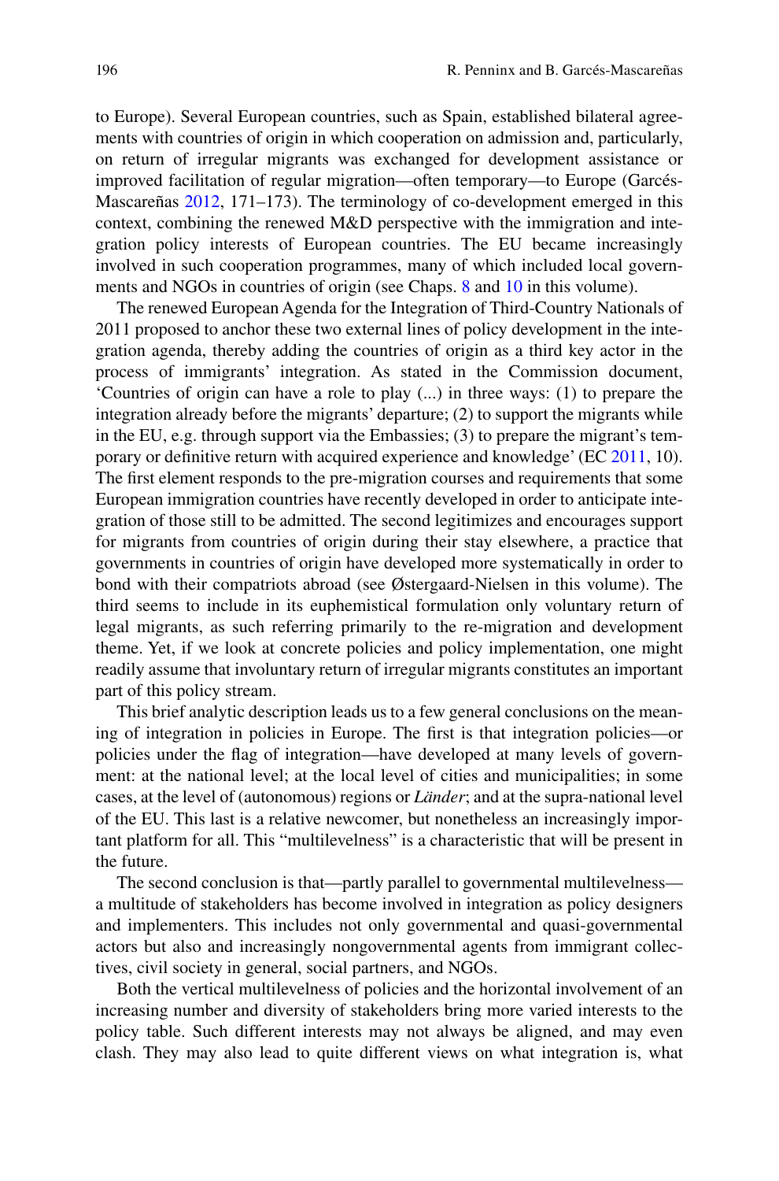to Europe). Several European countries, such as Spain, established bilateral agreements with countries of origin in which cooperation on admission and, particularly, on return of irregular migrants was exchanged for development assistance or improved facilitation of regular migration—often temporary—to Europe (Garcés-Mascareñas 2012, 171–173). The terminology of co-development emerged in this context, combining the renewed M&D perspective with the immigration and integration policy interests of European countries. The EU became increasingly involved in such cooperation programmes, many of which included local governments and NGOs in countries of origin (see Chaps. 8 and 10 in this volume).

The renewed European Agenda for the Integration of Third-Country Nationals of 2011 proposed to anchor these two external lines of policy development in the integration agenda, thereby adding the countries of origin as a third key actor in the process of immigrants' integration. As stated in the Commission document, 'Countries of origin can have a role to play (...) in three ways: (1) to prepare the integration already before the migrants' departure; (2) to support the migrants while in the EU, e.g. through support via the Embassies; (3) to prepare the migrant's temporary or definitive return with acquired experience and knowledge' (EC 2011, 10). The first element responds to the pre-migration courses and requirements that some European immigration countries have recently developed in order to anticipate integration of those still to be admitted. The second legitimizes and encourages support for migrants from countries of origin during their stay elsewhere, a practice that governments in countries of origin have developed more systematically in order to bond with their compatriots abroad (see Østergaard-Nielsen in this volume). The third seems to include in its euphemistical formulation only voluntary return of legal migrants, as such referring primarily to the re-migration and development theme. Yet, if we look at concrete policies and policy implementation, one might readily assume that involuntary return of irregular migrants constitutes an important part of this policy stream.

This brief analytic description leads us to a few general conclusions on the meaning of integration in policies in Europe. The first is that integration policies—or policies under the flag of integration—have developed at many levels of government: at the national level; at the local level of cities and municipalities; in some cases, at the level of (autonomous) regions or *Länder*; and at the supra-national level of the EU. This last is a relative newcomer, but nonetheless an increasingly important platform for all. This "multilevelness" is a characteristic that will be present in the future.

The second conclusion is that—partly parallel to governmental multilevelness—a multitude of stakeholders has become involved in integration as policy designers and implementers. This includes not only governmental and quasi-governmental actors but also and increasingly nongovernmental agents from immigrant collectives, civil society in general, social partners, and NGOs.

Both the vertical multilevelness of policies and the horizontal involvement of an increasing number and diversity of stakeholders bring more varied interests to the policy table. Such different interests may not always be aligned, and may even clash. They may also lead to quite different views on what integration is, what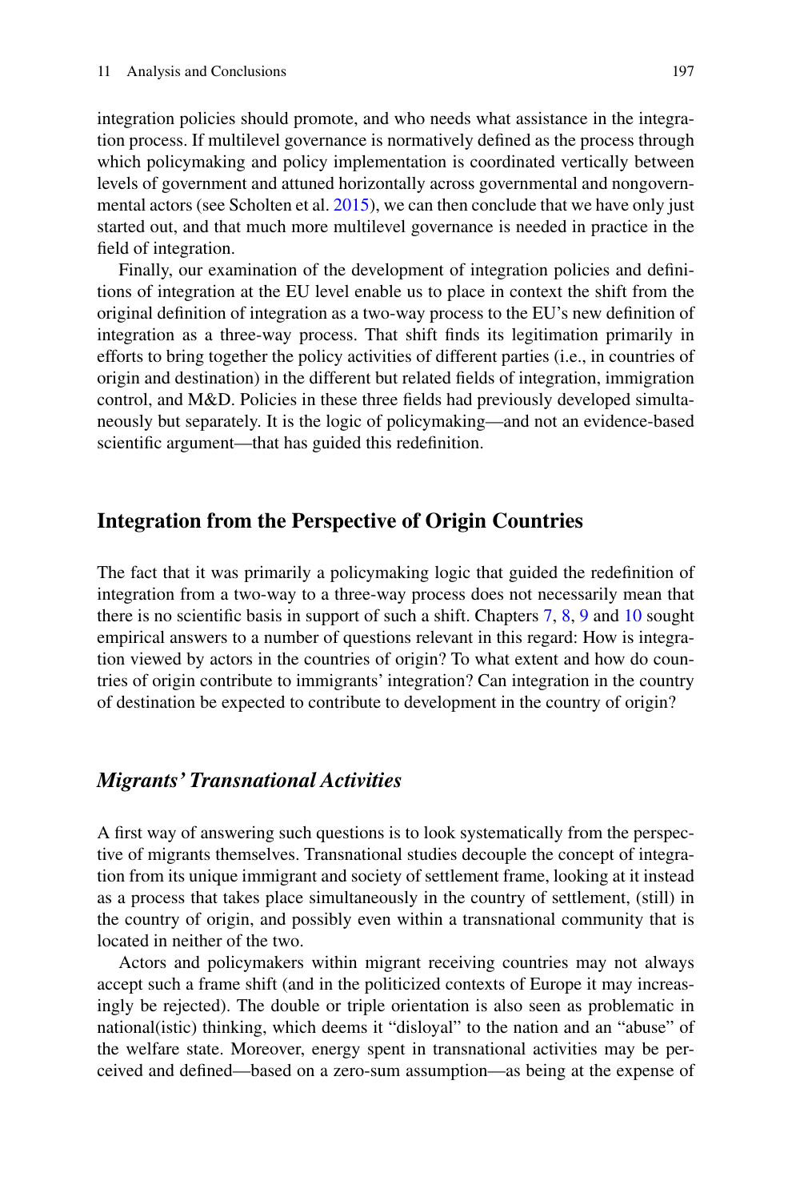integration policies should promote, and who needs what assistance in the integration process. If multilevel governance is normatively defined as the process through which policymaking and policy implementation is coordinated vertically between levels of government and attuned horizontally across governmental and nongovernmental actors (see Scholten et al. 2015), we can then conclude that we have only just started out, and that much more multilevel governance is needed in practice in the field of integration.

Finally, our examination of the development of integration policies and definitions of integration at the EU level enable us to place in context the shift from the original definition of integration as a two-way process to the EU's new definition of integration as a three-way process. That shift finds its legitimation primarily in efforts to bring together the policy activities of different parties (i.e., in countries of origin and destination) in the different but related fields of integration, immigration control, and M&D. Policies in these three fields had previously developed simultaneously but separately. It is the logic of policymaking—and not an evidence-based scientific argument—that has guided this redefinition.

## Integration from the Perspective of Origin Countries

The fact that it was primarily a policymaking logic that guided the redefinition of integration from a two-way to a three-way process does not necessarily mean that there is no scientific basis in support of such a shift. Chapters 7, 8, 9 and 10 sought empirical answers to a number of questions relevant in this regard: How is integration viewed by actors in the countries of origin? To what extent and how do countries of origin contribute to immigrants' integration? Can integration in the country of destination be expected to contribute to development in the country of origin?

### *Migrants' Transnational Activities*

A first way of answering such questions is to look systematically from the perspective of migrants themselves. Transnational studies decouple the concept of integration from its unique immigrant and society of settlement frame, looking at it instead as a process that takes place simultaneously in the country of settlement, (still) in the country of origin, and possibly even within a transnational community that is located in neither of the two.

Actors and policymakers within migrant receiving countries may not always accept such a frame shift (and in the politicized contexts of Europe it may increasingly be rejected). The double or triple orientation is also seen as problematic in national(istic) thinking, which deems it "disloyal" to the nation and an "abuse" of the welfare state. Moreover, energy spent in transnational activities may be perceived and defined—based on a zero-sum assumption—as being at the expense of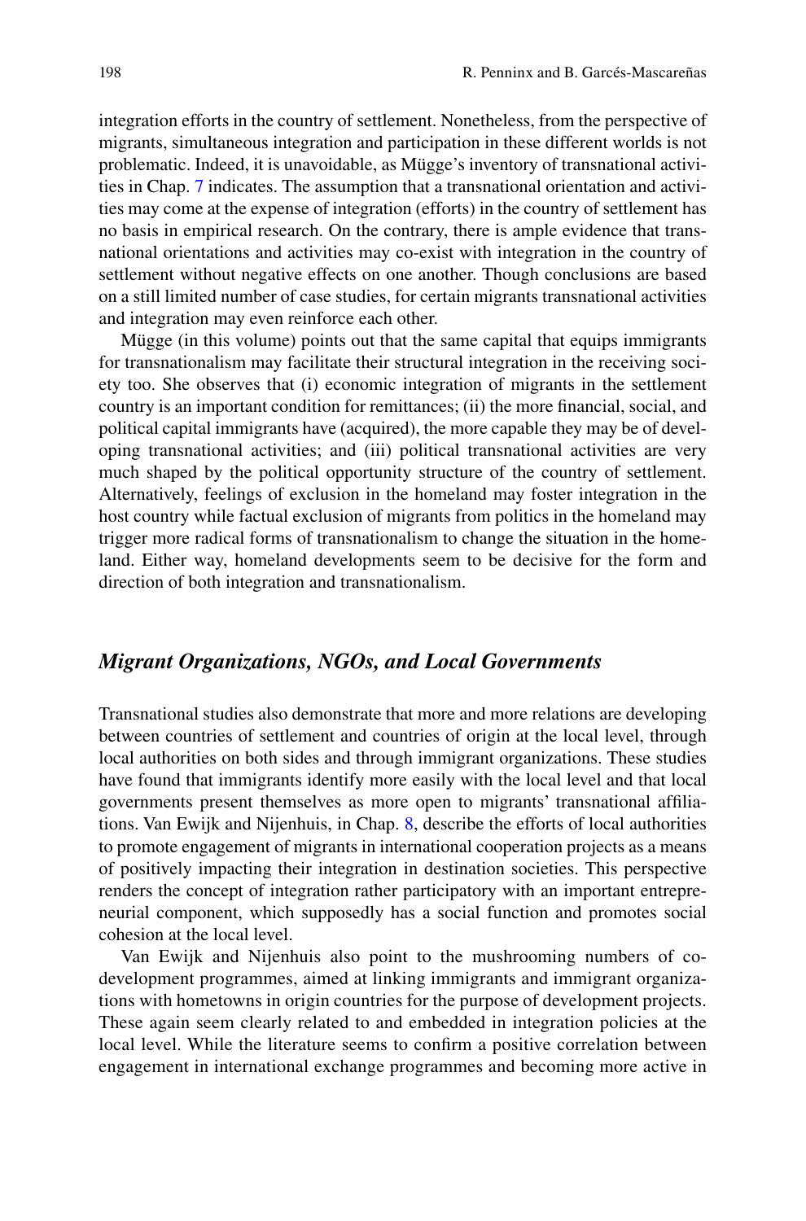integration efforts in the country of settlement. Nonetheless, from the perspective of migrants, simultaneous integration and participation in these different worlds is not problematic. Indeed, it is unavoidable, as Mügge's inventory of transnational activities in Chap. 7 indicates. The assumption that a transnational orientation and activities may come at the expense of integration (efforts) in the country of settlement has no basis in empirical research. On the contrary, there is ample evidence that transnational orientations and activities may co-exist with integration in the country of settlement without negative effects on one another. Though conclusions are based on a still limited number of case studies, for certain migrants transnational activities and integration may even reinforce each other.

Mügge (in this volume) points out that the same capital that equips immigrants for transnationalism may facilitate their structural integration in the receiving society too. She observes that (i) economic integration of migrants in the settlement country is an important condition for remittances; (ii) the more financial, social, and political capital immigrants have (acquired), the more capable they may be of developing transnational activities; and (iii) political transnational activities are very much shaped by the political opportunity structure of the country of settlement. Alternatively, feelings of exclusion in the homeland may foster integration in the host country while factual exclusion of migrants from politics in the homeland may trigger more radical forms of transnationalism to change the situation in the homeland. Either way, homeland developments seem to be decisive for the form and direction of both integration and transnationalism.

### *Migrant Organizations, NGOs, and Local Governments*

Transnational studies also demonstrate that more and more relations are developing between countries of settlement and countries of origin at the local level, through local authorities on both sides and through immigrant organizations. These studies have found that immigrants identify more easily with the local level and that local governments present themselves as more open to migrants' transnational affiliations. Van Ewijk and Nijenhuis, in Chap. 8, describe the efforts of local authorities to promote engagement of migrants in international cooperation projects as a means of positively impacting their integration in destination societies. This perspective renders the concept of integration rather participatory with an important entrepreneurial component, which supposedly has a social function and promotes social cohesion at the local level.

Van Ewijk and Nijenhuis also point to the mushrooming numbers of co-development programmes, aimed at linking immigrants and immigrant organizations with hometowns in origin countries for the purpose of development projects. These again seem clearly related to and embedded in integration policies at the local level. While the literature seems to confirm a positive correlation between engagement in international exchange programmes and becoming more active in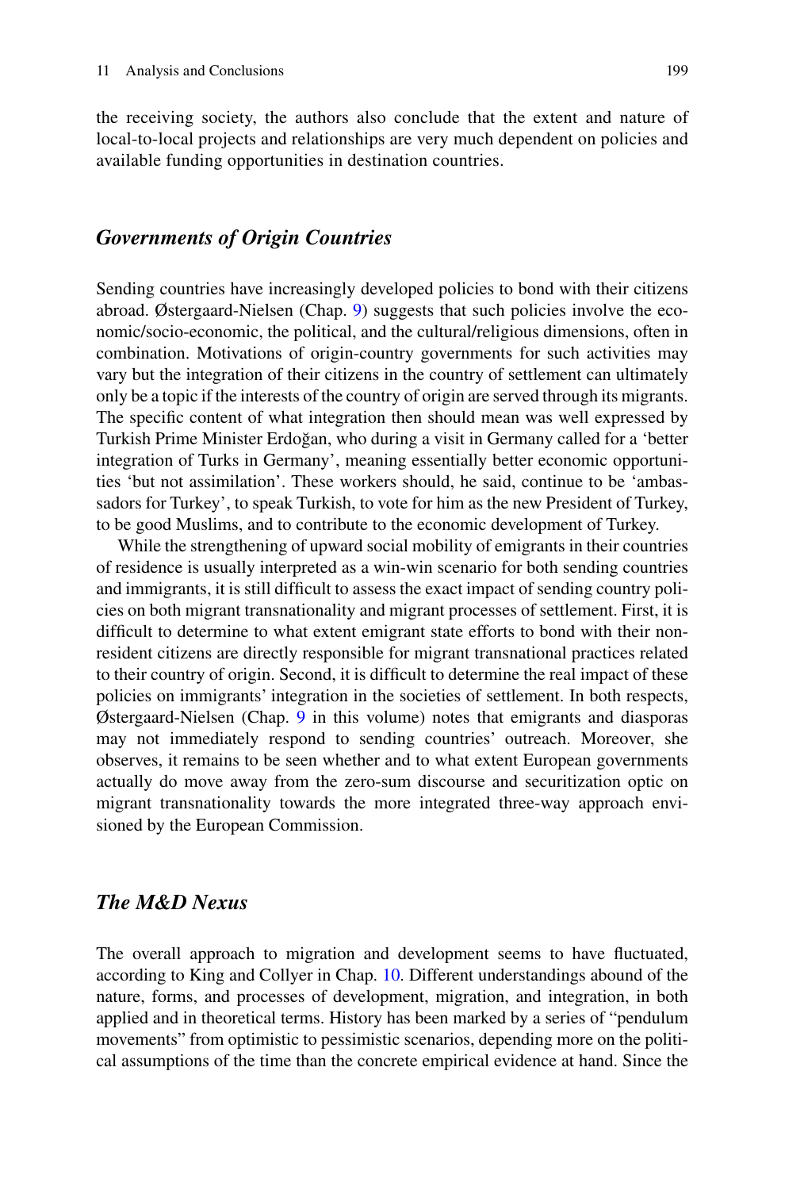the receiving society, the authors also conclude that the extent and nature of local-to-local projects and relationships are very much dependent on policies and available funding opportunities in destination countries.

## *Governments of Origin Countries*

Sending countries have increasingly developed policies to bond with their citizens abroad. Østergaard-Nielsen (Chap. 9) suggests that such policies involve the economic/socio-economic, the political, and the cultural/religious dimensions, often in combination. Motivations of origin-country governments for such activities may vary but the integration of their citizens in the country of settlement can ultimately only be a topic if the interests of the country of origin are served through its migrants. The specific content of what integration then should mean was well expressed by Turkish Prime Minister Erdoğan, who during a visit in Germany called for a 'better integration of Turks in Germany', meaning essentially better economic opportunities 'but not assimilation'. These workers should, he said, continue to be 'ambassadors for Turkey', to speak Turkish, to vote for him as the new President of Turkey, to be good Muslims, and to contribute to the economic development of Turkey.

While the strengthening of upward social mobility of emigrants in their countries of residence is usually interpreted as a win-win scenario for both sending countries and immigrants, it is still difficult to assess the exact impact of sending country policies on both migrant transnationality and migrant processes of settlement. First, it is difficult to determine to what extent emigrant state efforts to bond with their non-resident citizens are directly responsible for migrant transnational practices related to their country of origin. Second, it is difficult to determine the real impact of these policies on immigrants' integration in the societies of settlement. In both respects, Østergaard-Nielsen (Chap. 9 in this volume) notes that emigrants and diasporas may not immediately respond to sending countries' outreach. Moreover, she observes, it remains to be seen whether and to what extent European governments actually do move away from the zero-sum discourse and securitization optic on migrant transnationality towards the more integrated three-way approach envisioned by the European Commission.

## *The M&D Nexus*

The overall approach to migration and development seems to have fluctuated, according to King and Collyer in Chap. 10. Different understandings abound of the nature, forms, and processes of development, migration, and integration, in both applied and in theoretical terms. History has been marked by a series of "pendulum movements" from optimistic to pessimistic scenarios, depending more on the political assumptions of the time than the concrete empirical evidence at hand. Since the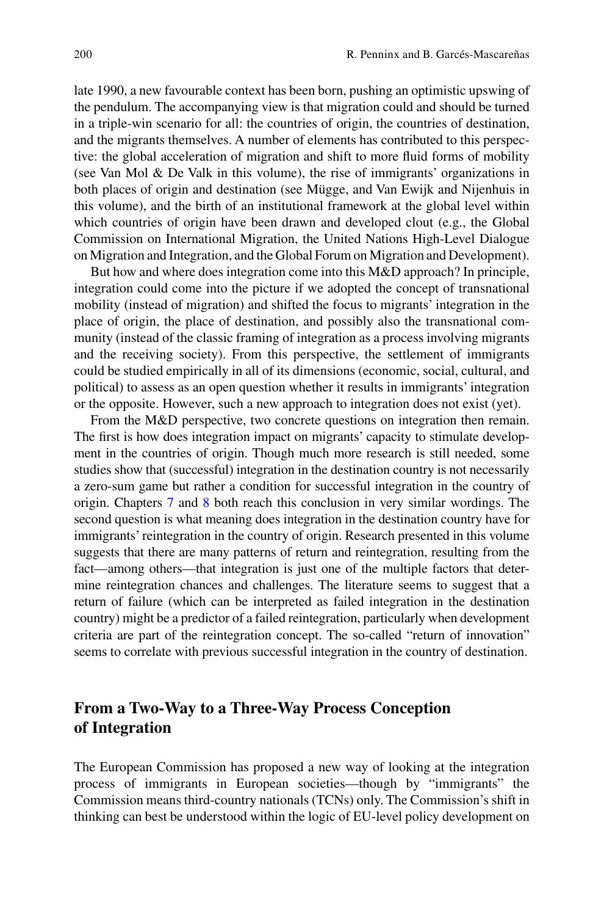late 1990, a new favourable context has been born, pushing an optimistic upswing of the pendulum. The accompanying view is that migration could and should be turned in a triple-win scenario for all: the countries of origin, the countries of destination, and the migrants themselves. A number of elements has contributed to this perspective: the global acceleration of migration and shift to more fluid forms of mobility (see Van Mol & De Valk in this volume), the rise of immigrants' organizations in both places of origin and destination (see Mügge, and Van Ewijk and Nijenhuis in this volume), and the birth of an institutional framework at the global level within which countries of origin have been drawn and developed clout (e.g., the Global Commission on International Migration, the United Nations High-Level Dialogue on Migration and Integration, and the Global Forum on Migration and Development).

But how and where does integration come into this M&D approach? In principle, integration could come into the picture if we adopted the concept of transnational mobility (instead of migration) and shifted the focus to migrants' integration in the place of origin, the place of destination, and possibly also the transnational community (instead of the classic framing of integration as a process involving migrants and the receiving society). From this perspective, the settlement of immigrants could be studied empirically in all of its dimensions (economic, social, cultural, and political) to assess as an open question whether it results in immigrants' integration or the opposite. However, such a new approach to integration does not exist (yet).

From the M&D perspective, two concrete questions on integration then remain. The first is how does integration impact on migrants' capacity to stimulate development in the countries of origin. Though much more research is still needed, some studies show that (successful) integration in the destination country is not necessarily a zero-sum game but rather a condition for successful integration in the country of origin. Chapters 7 and 8 both reach this conclusion in very similar wordings. The second question is what meaning does integration in the destination country have for immigrants' reintegration in the country of origin. Research presented in this volume suggests that there are many patterns of return and reintegration, resulting from the fact—among others—that integration is just one of the multiple factors that determine reintegration chances and challenges. The literature seems to suggest that a return of failure (which can be interpreted as failed integration in the destination country) might be a predictor of a failed reintegration, particularly when development criteria are part of the reintegration concept. The so-called "return of innovation" seems to correlate with previous successful integration in the country of destination.

## From a Two-Way to a Three-Way Process Conception of Integration

The European Commission has proposed a new way of looking at the integration process of immigrants in European societies—though by "immigrants" the Commission means third-country nationals (TCNs) only. The Commission's shift in thinking can best be understood within the logic of EU-level policy development on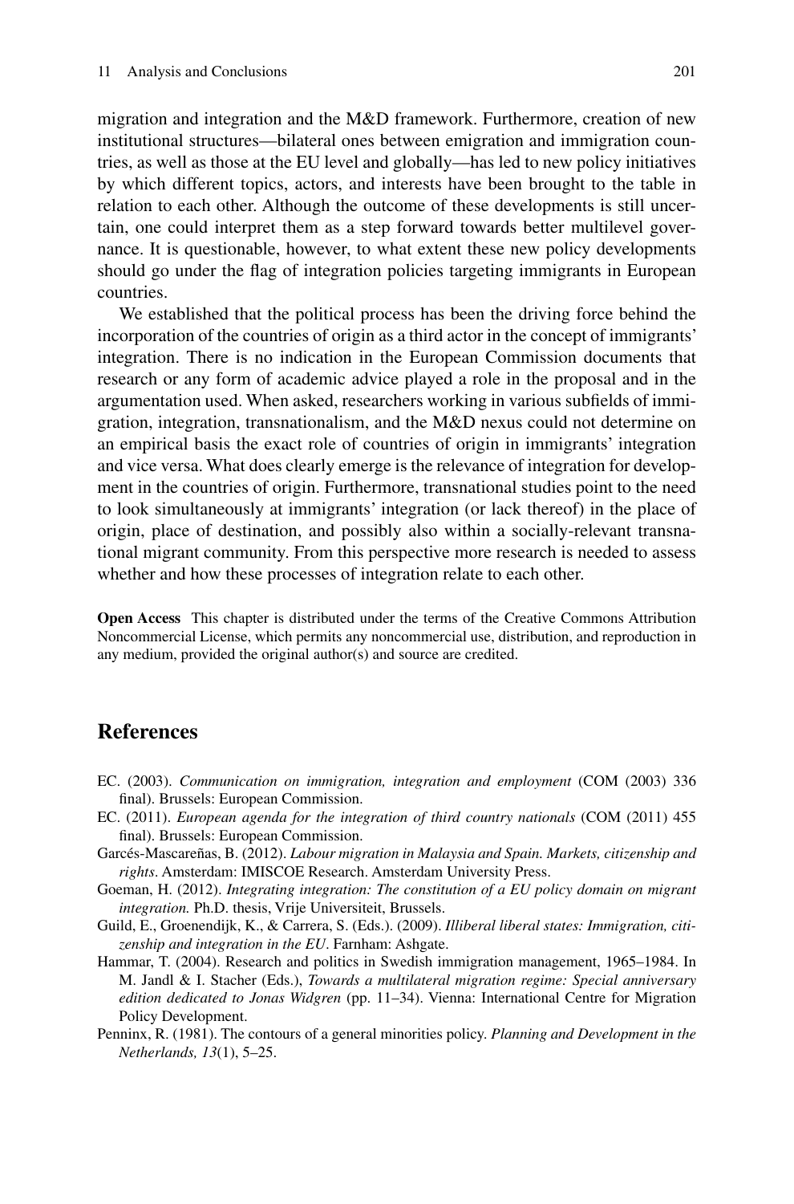migration and integration and the M&D framework. Furthermore, creation of new institutional structures—bilateral ones between emigration and immigration countries, as well as those at the EU level and globally—has led to new policy initiatives by which different topics, actors, and interests have been brought to the table in relation to each other. Although the outcome of these developments is still uncertain, one could interpret them as a step forward towards better multilevel governance. It is questionable, however, to what extent these new policy developments should go under the flag of integration policies targeting immigrants in European countries.

We established that the political process has been the driving force behind the incorporation of the countries of origin as a third actor in the concept of immigrants' integration. There is no indication in the European Commission documents that research or any form of academic advice played a role in the proposal and in the argumentation used. When asked, researchers working in various subfields of immigration, integration, transnationalism, and the M&D nexus could not determine on an empirical basis the exact role of countries of origin in immigrants' integration and vice versa. What does clearly emerge is the relevance of integration for development in the countries of origin. Furthermore, transnational studies point to the need to look simultaneously at immigrants' integration (or lack thereof) in the place of origin, place of destination, and possibly also within a socially-relevant transnational migrant community. From this perspective more research is needed to assess whether and how these processes of integration relate to each other.

**Open Access** This chapter is distributed under the terms of the Creative Commons Attribution Noncommercial License, which permits any noncommercial use, distribution, and reproduction in any medium, provided the original author(s) and source are credited.

## References

EC. (2003). *Communication on immigration, integration and employment* (COM (2003) 336 final). Brussels: European Commission.

EC. (2011). *European agenda for the integration of third country nationals* (COM (2011) 455 final). Brussels: European Commission.

Garcés-Mascareñas, B. (2012). *Labour migration in Malaysia and Spain. Markets, citizenship and rights*. Amsterdam: IMISCOE Research. Amsterdam University Press.

Goeman, H. (2012). *Integrating integration: The constitution of a EU policy domain on migrant integration.* Ph.D. thesis, Vrije Universiteit, Brussels.

Guild, E., Groenendijk, K., & Carrera, S. (Eds.). (2009). *Illiberal liberal states: Immigration, citizenship and integration in the EU*. Farnham: Ashgate.

Hammar, T. (2004). Research and politics in Swedish immigration management, 1965–1984. In M. Jandl & I. Stacher (Eds.), *Towards a multilateral migration regime: Special anniversary edition dedicated to Jonas Widgren* (pp. 11–34). Vienna: International Centre for Migration Policy Development.

Penninx, R. (1981). The contours of a general minorities policy. *Planning and Development in the Netherlands, 13*(1), 5–25.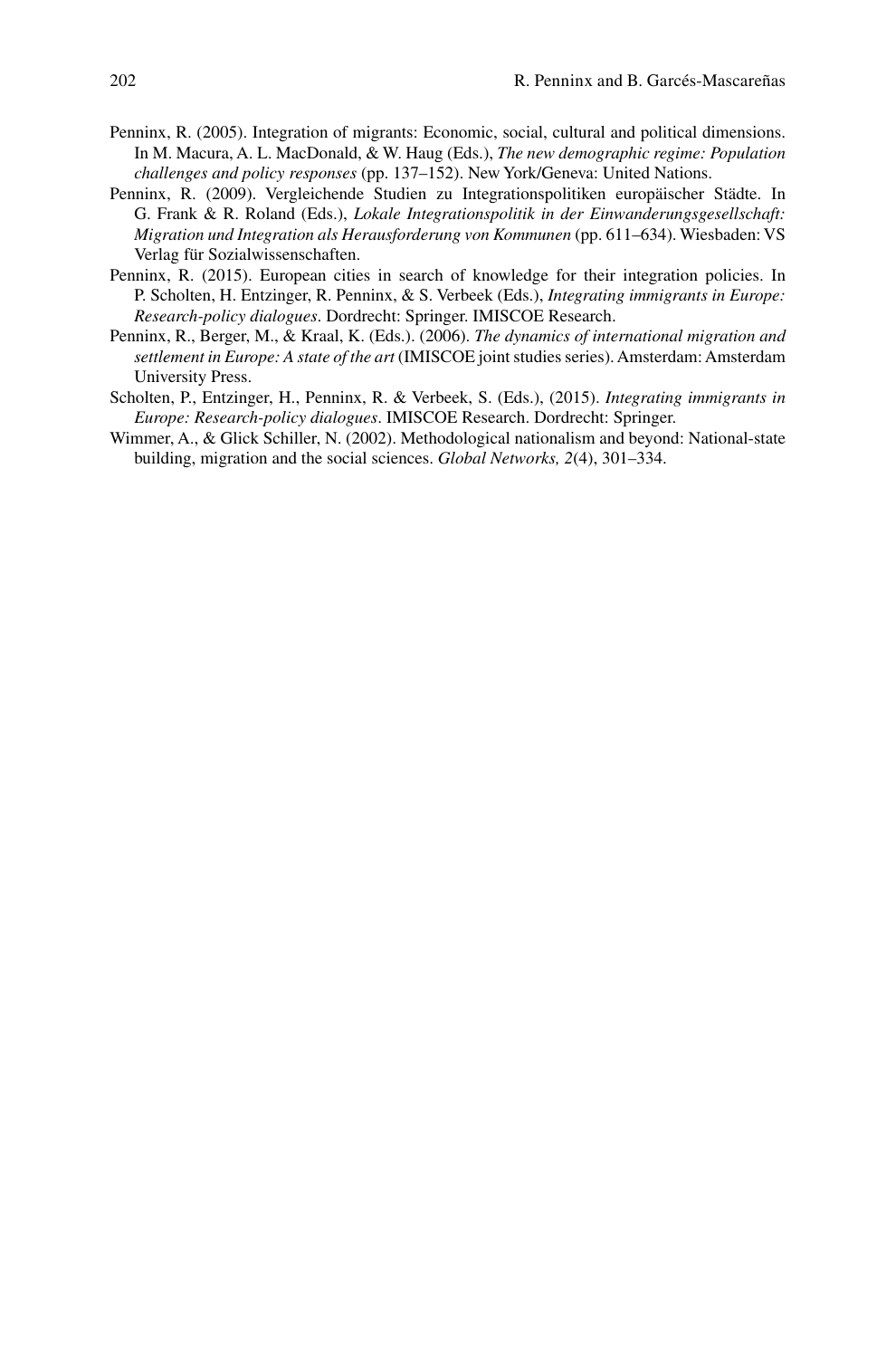Penninx, R. (2005). Integration of migrants: Economic, social, cultural and political dimensions. In M. Macura, A. L. MacDonald, & W. Haug (Eds.), *The new demographic regime: Population challenges and policy responses* (pp. 137–152). New York/Geneva: United Nations.

Penninx, R. (2009). Vergleichende Studien zu Integrationspolitiken europäischer Städte. In G. Frank & R. Roland (Eds.), *Lokale Integrationspolitik in der Einwanderungsgesellschaft: Migration und Integration als Herausforderung von Kommunen* (pp. 611–634). Wiesbaden: VS Verlag für Sozialwissenschaften.

Penninx, R. (2015). European cities in search of knowledge for their integration policies. In P. Scholten, H. Entzinger, R. Penninx, & S. Verbeek (Eds.), *Integrating immigrants in Europe: Research-policy dialogues*. Dordrecht: Springer. IMISCOE Research.

Penninx, R., Berger, M., & Kraal, K. (Eds.). (2006). *The dynamics of international migration and settlement in Europe: A state of the art* (IMISCOE joint studies series). Amsterdam: Amsterdam University Press.

Scholten, P., Entzinger, H., Penninx, R. & Verbeek, S. (Eds.), (2015). *Integrating immigrants in Europe: Research-policy dialogues*. IMISCOE Research. Dordrecht: Springer.

Wimmer, A., & Glick Schiller, N. (2002). Methodological nationalism and beyond: National-state building, migration and the social sciences. *Global Networks, 2*(4), 301–334.